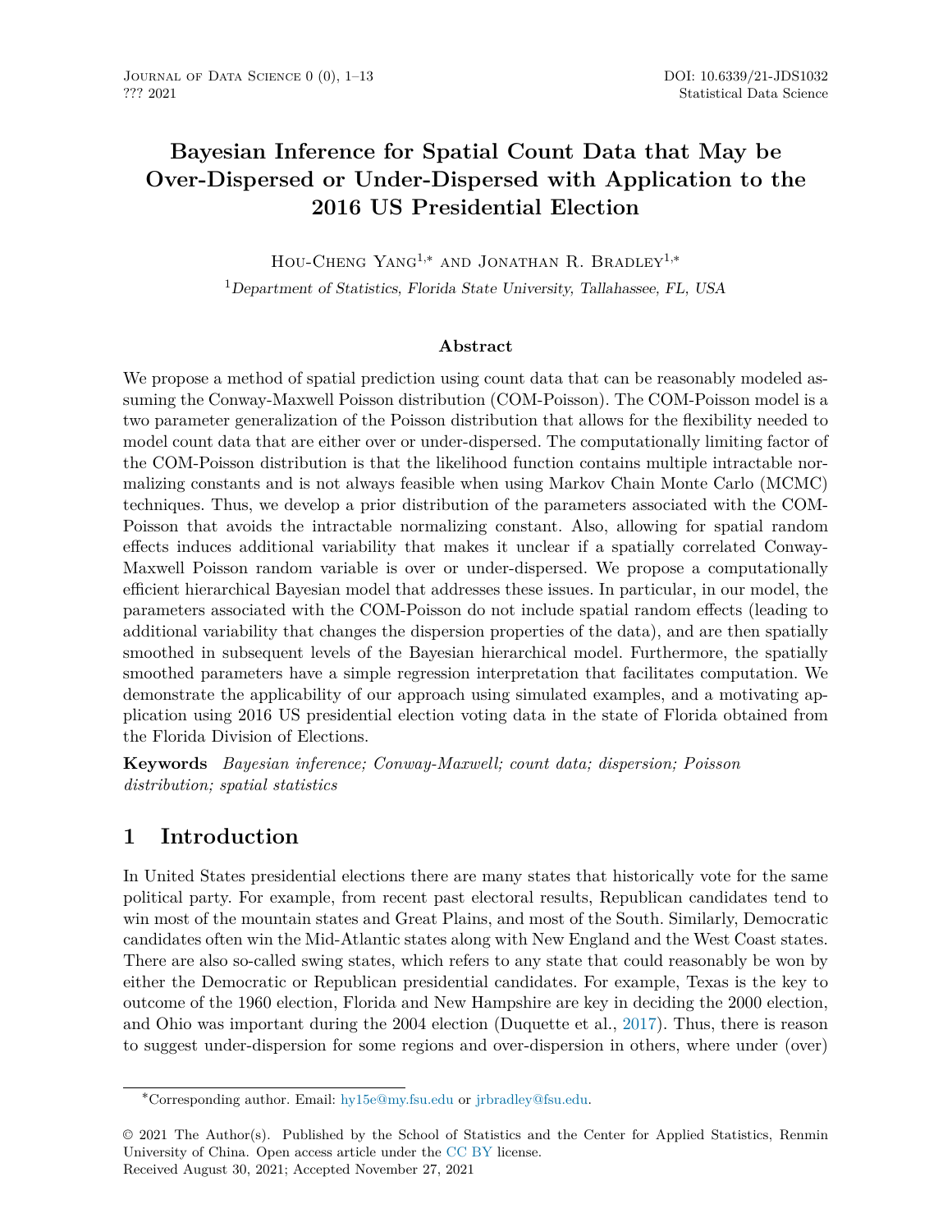# Bayesian Inference for Spatial Count Data that May be Over-Dispersed or Under-Dispersed with Application to the 2016 US Presidential Election

Hou-Cheng Yang[1,*] and Jonathan R. Bradley[1,*]

[1]*Department of Statistics, Florida State University, Tallahassee, FL, USA*

### Abstract

We propose a method of spatial prediction using count data that can be reasonably modeled assuming the Conway-Maxwell Poisson distribution (COM-Poisson). The COM-Poisson model is a two parameter generalization of the Poisson distribution that allows for the flexibility needed to model count data that are either over or under-dispersed. The computationally limiting factor of the COM-Poisson distribution is that the likelihood function contains multiple intractable normalizing constants and is not always feasible when using Markov Chain Monte Carlo (MCMC) techniques. Thus, we develop a prior distribution of the parameters associated with the COM-Poisson that avoids the intractable normalizing constant. Also, allowing for spatial random effects induces additional variability that makes it unclear if a spatially correlated Conway-Maxwell Poisson random variable is over or under-dispersed. We propose a computationally efficient hierarchical Bayesian model that addresses these issues. In particular, in our model, the parameters associated with the COM-Poisson do not include spatial random effects (leading to additional variability that changes the dispersion properties of the data), and are then spatially smoothed in subsequent levels of the Bayesian hierarchical model. Furthermore, the spatially smoothed parameters have a simple regression interpretation that facilitates computation. We demonstrate the applicability of our approach using simulated examples, and a motivating application using 2016 US presidential election voting data in the state of Florida obtained from the Florida Division of Elections.

**Keywords** *Bayesian inference; Conway-Maxwell; count data; dispersion; Poisson distribution; spatial statistics*

## 1 Introduction

In United States presidential elections there are many states that historically vote for the same political party. For example, from recent past electoral results, Republican candidates tend to win most of the mountain states and Great Plains, and most of the South. Similarly, Democratic candidates often win the Mid-Atlantic states along with New England and the West Coast states. There are also so-called swing states, which refers to any state that could reasonably be won by either the Democratic or Republican presidential candidates. For example, Texas is the key to outcome of the 1960 election, Florida and New Hampshire are key in deciding the 2000 election, and Ohio was important during the 2004 election (Duquette et al., 2017). Thus, there is reason to suggest under-dispersion for some regions and over-dispersion in others, where under (over)

---

*Corresponding author. Email: hy15e@my.fsu.edu or jrbradley@fsu.edu.

© 2021 The Author(s). Published by the School of Statistics and the Center for Applied Statistics, Renmin University of China. Open access article under the CC BY license.
Received August 30, 2021; Accepted November 27, 2021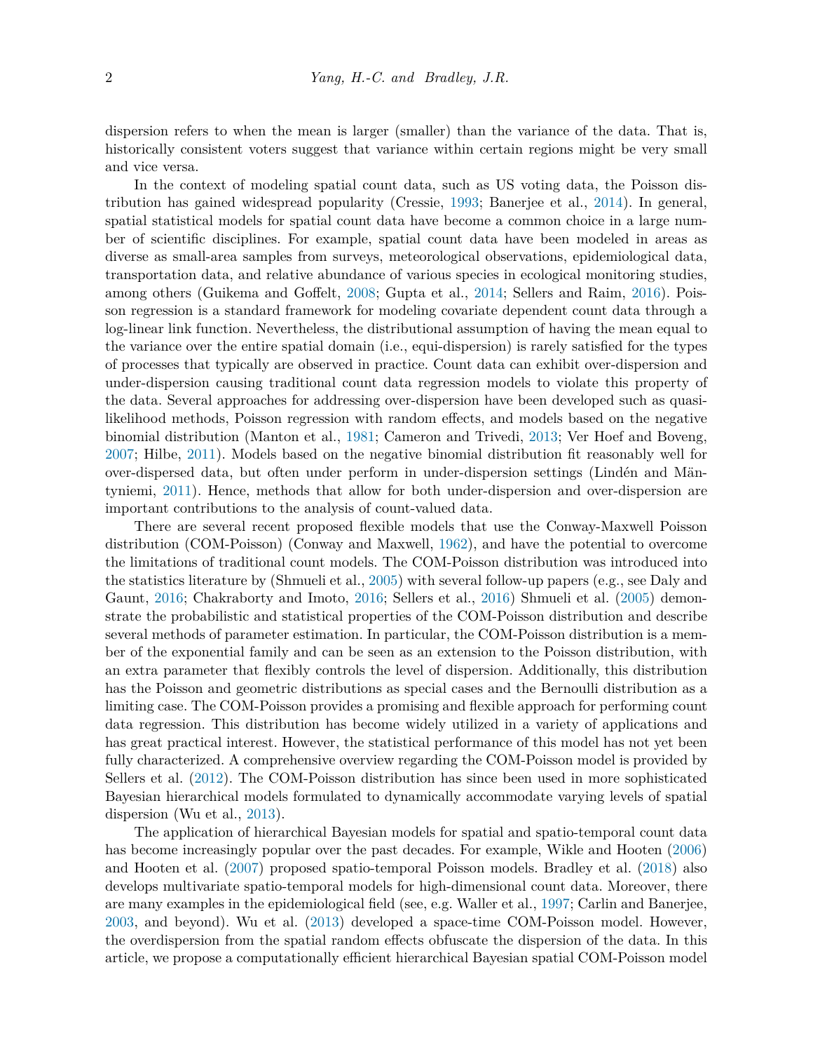dispersion refers to when the mean is larger (smaller) than the variance of the data. That is, historically consistent voters suggest that variance within certain regions might be very small and vice versa.

In the context of modeling spatial count data, such as US voting data, the Poisson distribution has gained widespread popularity (Cressie, 1993; Banerjee et al., 2014). In general, spatial statistical models for spatial count data have become a common choice in a large number of scientific disciplines. For example, spatial count data have been modeled in areas as diverse as small-area samples from surveys, meteorological observations, epidemiological data, transportation data, and relative abundance of various species in ecological monitoring studies, among others (Guikema and Goffelt, 2008; Gupta et al., 2014; Sellers and Raim, 2016). Poisson regression is a standard framework for modeling covariate dependent count data through a log-linear link function. Nevertheless, the distributional assumption of having the mean equal to the variance over the entire spatial domain (i.e., equi-dispersion) is rarely satisfied for the types of processes that typically are observed in practice. Count data can exhibit over-dispersion and under-dispersion causing traditional count data regression models to violate this property of the data. Several approaches for addressing over-dispersion have been developed such as quasi-likelihood methods, Poisson regression with random effects, and models based on the negative binomial distribution (Manton et al., 1981; Cameron and Trivedi, 2013; Ver Hoef and Boveng, 2007; Hilbe, 2011). Models based on the negative binomial distribution fit reasonably well for over-dispersed data, but often under perform in under-dispersion settings (Lindén and Mäntyniemi, 2011). Hence, methods that allow for both under-dispersion and over-dispersion are important contributions to the analysis of count-valued data.

There are several recent proposed flexible models that use the Conway-Maxwell Poisson distribution (COM-Poisson) (Conway and Maxwell, 1962), and have the potential to overcome the limitations of traditional count models. The COM-Poisson distribution was introduced into the statistics literature by (Shmueli et al., 2005) with several follow-up papers (e.g., see Daly and Gaunt, 2016; Chakraborty and Imoto, 2016; Sellers et al., 2016) Shmueli et al. (2005) demonstrate the probabilistic and statistical properties of the COM-Poisson distribution and describe several methods of parameter estimation. In particular, the COM-Poisson distribution is a member of the exponential family and can be seen as an extension to the Poisson distribution, with an extra parameter that flexibly controls the level of dispersion. Additionally, this distribution has the Poisson and geometric distributions as special cases and the Bernoulli distribution as a limiting case. The COM-Poisson provides a promising and flexible approach for performing count data regression. This distribution has become widely utilized in a variety of applications and has great practical interest. However, the statistical performance of this model has not yet been fully characterized. A comprehensive overview regarding the COM-Poisson model is provided by Sellers et al. (2012). The COM-Poisson distribution has since been used in more sophisticated Bayesian hierarchical models formulated to dynamically accommodate varying levels of spatial dispersion (Wu et al., 2013).

The application of hierarchical Bayesian models for spatial and spatio-temporal count data has become increasingly popular over the past decades. For example, Wikle and Hooten (2006) and Hooten et al. (2007) proposed spatio-temporal Poisson models. Bradley et al. (2018) also develops multivariate spatio-temporal models for high-dimensional count data. Moreover, there are many examples in the epidemiological field (see, e.g. Waller et al., 1997; Carlin and Banerjee, 2003, and beyond). Wu et al. (2013) developed a space-time COM-Poisson model. However, the overdispersion from the spatial random effects obfuscate the dispersion of the data. In this article, we propose a computationally efficient hierarchical Bayesian spatial COM-Poisson model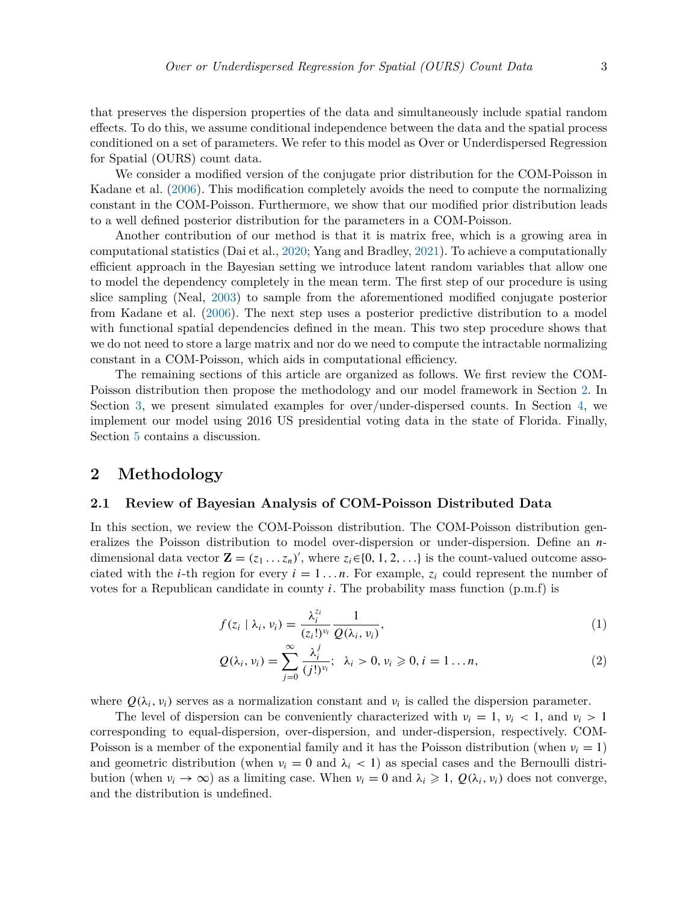that preserves the dispersion properties of the data and simultaneously include spatial random effects. To do this, we assume conditional independence between the data and the spatial process conditioned on a set of parameters. We refer to this model as Over or Underdispersed Regression for Spatial (OURS) count data.

We consider a modified version of the conjugate prior distribution for the COM-Poisson in Kadane et al. (2006). This modification completely avoids the need to compute the normalizing constant in the COM-Poisson. Furthermore, we show that our modified prior distribution leads to a well defined posterior distribution for the parameters in a COM-Poisson.

Another contribution of our method is that it is matrix free, which is a growing area in computational statistics (Dai et al., 2020; Yang and Bradley, 2021). To achieve a computationally efficient approach in the Bayesian setting we introduce latent random variables that allow one to model the dependency completely in the mean term. The first step of our procedure is using slice sampling (Neal, 2003) to sample from the aforementioned modified conjugate posterior from Kadane et al. (2006). The next step uses a posterior predictive distribution to a model with functional spatial dependencies defined in the mean. This two step procedure shows that we do not need to store a large matrix and nor do we need to compute the intractable normalizing constant in a COM-Poisson, which aids in computational efficiency.

The remaining sections of this article are organized as follows. We first review the COM-Poisson distribution then propose the methodology and our model framework in Section 2. In Section 3, we present simulated examples for over/under-dispersed counts. In Section 4, we implement our model using 2016 US presidential voting data in the state of Florida. Finally, Section 5 contains a discussion.

## 2 Methodology

### 2.1 Review of Bayesian Analysis of COM-Poisson Distributed Data

In this section, we review the COM-Poisson distribution. The COM-Poisson distribution generalizes the Poisson distribution to model over-dispersion or under-dispersion. Define an $n$-dimensional data vector $\mathbf{Z} = (z_1 \dots z_n)'$, where $z_i \in \{0, 1, 2, \dots\}$ is the count-valued outcome associated with the $i$-th region for every $i = 1 \dots n$. For example, $z_i$ could represent the number of votes for a Republican candidate in county $i$. The probability mass function (p.m.f) is

$$f(z_i \mid \lambda_i, \nu_i) = \frac{\lambda_i^{z_i}}{(z_i!)^{\nu_i}} \frac{1}{Q(\lambda_i, \nu_i)}, \tag{1}$$

$$Q(\lambda_i, \nu_i) = \sum_{j=0}^{\infty} \frac{\lambda_i^j}{(j!)^{\nu_i}}; \quad \lambda_i > 0, \nu_i \geqslant 0, i = 1 \dots n, \tag{2}$$

where $Q(\lambda_i, \nu_i)$ serves as a normalization constant and $\nu_i$ is called the dispersion parameter.

The level of dispersion can be conveniently characterized with $\nu_i = 1$, $\nu_i < 1$, and $\nu_i > 1$ corresponding to equal-dispersion, over-dispersion, and under-dispersion, respectively. COM-Poisson is a member of the exponential family and it has the Poisson distribution (when $\nu_i = 1$) and geometric distribution (when $\nu_i = 0$ and $\lambda_i < 1$) as special cases and the Bernoulli distribution (when $\nu_i \to \infty$) as a limiting case. When $\nu_i = 0$ and $\lambda_i \geqslant 1$, $Q(\lambda_i, \nu_i)$ does not converge, and the distribution is undefined.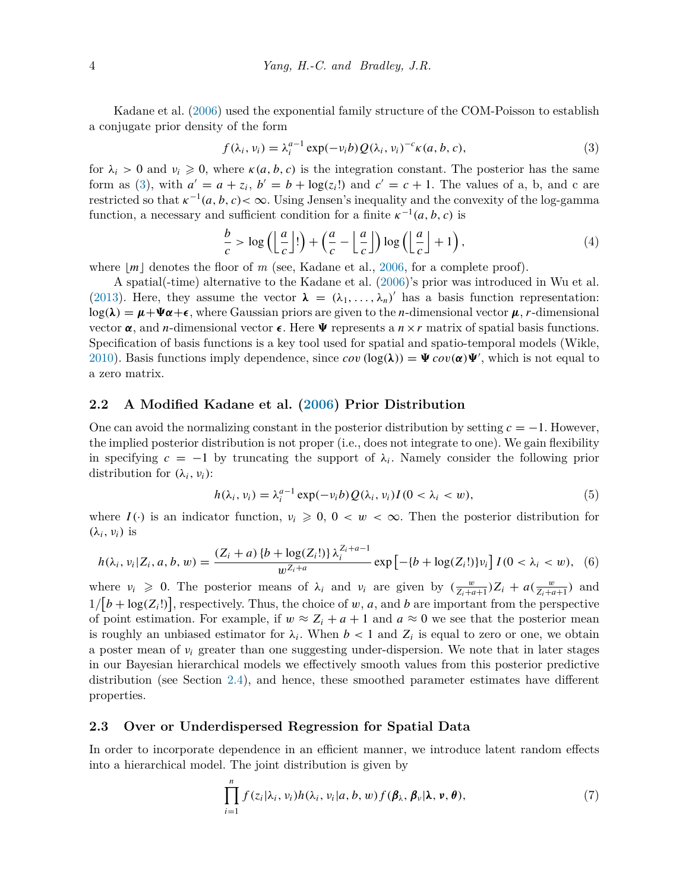Kadane et al. (2006) used the exponential family structure of the COM-Poisson to establish a conjugate prior density of the form

$$f(\lambda_i, \nu_i) = \lambda_i^{a-1} \exp(-\nu_i b) Q(\lambda_i, \nu_i)^{-c} \kappa(a, b, c), \tag{3}$$

for $\lambda_i > 0$ and $\nu_i \geqslant 0$, where $\kappa(a, b, c)$ is the integration constant. The posterior has the same form as (3), with $a' = a + z_i$, $b' = b + \log(z_i!)$ and $c' = c + 1$. The values of a, b, and c are restricted so that $\kappa^{-1}(a, b, c) < \infty$. Using Jensen's inequality and the convexity of the log-gamma function, a necessary and sufficient condition for a finite $\kappa^{-1}(a, b, c)$ is

$$\frac{b}{c} > \log\left(\left\lfloor \frac{a}{c} \right\rfloor !\right) + \left(\frac{a}{c} - \left\lfloor \frac{a}{c} \right\rfloor\right) \log\left(\left\lfloor \frac{a}{c} \right\rfloor + 1\right), \tag{4}$$

where $\lfloor m \rfloor$ denotes the floor of $m$ (see, Kadane et al., 2006, for a complete proof).

A spatial(-time) alternative to the Kadane et al. (2006)'s prior was introduced in Wu et al. (2013). Here, they assume the vector $\boldsymbol{\lambda} = (\lambda_1, \ldots, \lambda_n)'$ has a basis function representation: $\log(\boldsymbol{\lambda}) = \boldsymbol{\mu} + \boldsymbol{\Psi}\boldsymbol{\alpha} + \boldsymbol{\epsilon}$, where Gaussian priors are given to the $n$-dimensional vector $\boldsymbol{\mu}$, $r$-dimensional vector $\boldsymbol{\alpha}$, and $n$-dimensional vector $\boldsymbol{\epsilon}$. Here $\boldsymbol{\Psi}$ represents a $n \times r$ matrix of spatial basis functions. Specification of basis functions is a key tool used for spatial and spatio-temporal models (Wikle, 2010). Basis functions imply dependence, since $cov(\log(\boldsymbol{\lambda})) = \boldsymbol{\Psi}\, cov(\boldsymbol{\alpha}) \boldsymbol{\Psi}'$, which is not equal to a zero matrix.

## 2.2 A Modified Kadane et al. (2006) Prior Distribution

One can avoid the normalizing constant in the posterior distribution by setting $c = -1$. However, the implied posterior distribution is not proper (i.e., does not integrate to one). We gain flexibility in specifying $c = -1$ by truncating the support of $\lambda_i$. Namely consider the following prior distribution for $(\lambda_i, \nu_i)$:

$$h(\lambda_i, \nu_i) = \lambda_i^{a-1} \exp(-\nu_i b) Q(\lambda_i, \nu_i) I(0 < \lambda_i < w), \tag{5}$$

where $I(\cdot)$ is an indicator function, $\nu_i \geqslant 0$, $0 < w < \infty$. Then the posterior distribution for $(\lambda_i, \nu_i)$ is

$$h(\lambda_i, \nu_i | Z_i, a, b, w) = \frac{(Z_i + a)\{b + \log(Z_i!)\} \lambda_i^{Z_i + a - 1}}{w^{Z_i + a}} \exp\left[-\{b + \log(Z_i!)\}\nu_i\right] I(0 < \lambda_i < w), \tag{6}$$

where $\nu_i \geqslant 0$. The posterior means of $\lambda_i$ and $\nu_i$ are given by $(\frac{w}{Z_i + a + 1})Z_i + a(\frac{w}{Z_i + a + 1})$ and $1/\left[b + \log(Z_i!)\right]$, respectively. Thus, the choice of $w$, $a$, and $b$ are important from the perspective of point estimation. For example, if $w \approx Z_i + a + 1$ and $a \approx 0$ we see that the posterior mean is roughly an unbiased estimator for $\lambda_i$. When $b < 1$ and $Z_i$ is equal to zero or one, we obtain a poster mean of $\nu_i$ greater than one suggesting under-dispersion. We note that in later stages in our Bayesian hierarchical models we effectively smooth values from this posterior predictive distribution (see Section 2.4), and hence, these smoothed parameter estimates have different properties.

## 2.3 Over or Underdispersed Regression for Spatial Data

In order to incorporate dependence in an efficient manner, we introduce latent random effects into a hierarchical model. The joint distribution is given by

$$\prod_{i=1}^{n} f(z_i | \lambda_i, \nu_i) h(\lambda_i, \nu_i | a, b, w) f(\boldsymbol{\beta}_\lambda, \boldsymbol{\beta}_\nu | \boldsymbol{\lambda}, \boldsymbol{\nu}, \boldsymbol{\theta}), \tag{7}$$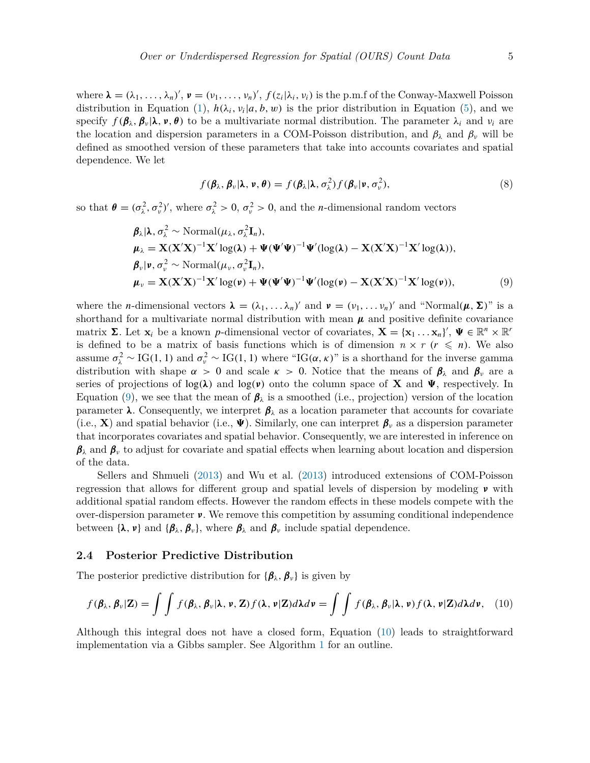where $\boldsymbol{\lambda} = (\lambda_1, \ldots, \lambda_n)'$, $\boldsymbol{\nu} = (\nu_1, \ldots, \nu_n)'$, $f(z_i|\lambda_i, \nu_i)$ is the p.m.f of the Conway-Maxwell Poisson distribution in Equation (1), $h(\lambda_i, \nu_i|a, b, w)$ is the prior distribution in Equation (5), and we specify $f(\boldsymbol{\beta}_\lambda, \boldsymbol{\beta}_\nu|\boldsymbol{\lambda}, \boldsymbol{\nu}, \boldsymbol{\theta})$ to be a multivariate normal distribution. The parameter $\lambda_i$ and $\nu_i$ are the location and dispersion parameters in a COM-Poisson distribution, and $\beta_\lambda$ and $\beta_\nu$ will be defined as smoothed version of these parameters that take into accounts covariates and spatial dependence. We let

$$f(\boldsymbol{\beta}_\lambda, \boldsymbol{\beta}_\nu|\boldsymbol{\lambda}, \boldsymbol{\nu}, \boldsymbol{\theta}) = f(\boldsymbol{\beta}_\lambda|\boldsymbol{\lambda}, \sigma_\lambda^2) f(\boldsymbol{\beta}_\nu|\boldsymbol{\nu}, \sigma_\nu^2), \tag{8}$$

so that $\boldsymbol{\theta} = (\sigma_\lambda^2, \sigma_\nu^2)'$, where $\sigma_\lambda^2 > 0$, $\sigma_\nu^2 > 0$, and the $n$-dimensional random vectors

$$\begin{aligned}
&\boldsymbol{\beta}_\lambda|\boldsymbol{\lambda}, \sigma_\lambda^2 \sim \text{Normal}(\mu_\lambda, \sigma_\lambda^2\mathbf{I}_n),\\
&\boldsymbol{\mu}_\lambda = \mathbf{X}(\mathbf{X}'\mathbf{X})^{-1}\mathbf{X}'\log(\boldsymbol{\lambda}) + \boldsymbol{\Psi}(\boldsymbol{\Psi}'\boldsymbol{\Psi})^{-1}\boldsymbol{\Psi}'(\log(\boldsymbol{\lambda}) - \mathbf{X}(\mathbf{X}'\mathbf{X})^{-1}\mathbf{X}'\log(\boldsymbol{\lambda})),\\
&\boldsymbol{\beta}_\nu|\boldsymbol{\nu}, \sigma_\nu^2 \sim \text{Normal}(\mu_\nu, \sigma_\nu^2\mathbf{I}_n),\\
&\boldsymbol{\mu}_\nu = \mathbf{X}(\mathbf{X}'\mathbf{X})^{-1}\mathbf{X}'\log(\boldsymbol{\nu}) + \boldsymbol{\Psi}(\boldsymbol{\Psi}'\boldsymbol{\Psi})^{-1}\boldsymbol{\Psi}'(\log(\boldsymbol{\nu}) - \mathbf{X}(\mathbf{X}'\mathbf{X})^{-1}\mathbf{X}'\log(\boldsymbol{\nu})),
\end{aligned} \tag{9}$$

where the $n$-dimensional vectors $\boldsymbol{\lambda} = (\lambda_1, \ldots \lambda_n)'$ and $\boldsymbol{\nu} = (\nu_1, \ldots \nu_n)'$ and "Normal$(\boldsymbol{\mu}, \boldsymbol{\Sigma})$" is a shorthand for a multivariate normal distribution with mean $\boldsymbol{\mu}$ and positive definite covariance matrix $\boldsymbol{\Sigma}$. Let $\mathbf{x}_i$ be a known $p$-dimensional vector of covariates, $\mathbf{X} = \{\mathbf{x}_1 \ldots \mathbf{x}_n\}'$, $\boldsymbol{\Psi} \in \mathbb{R}^n \times \mathbb{R}^r$ is defined to be a matrix of basis functions which is of dimension $n \times r$ ($r \leqslant n$). We also assume $\sigma_\lambda^2 \sim \text{IG}(1, 1)$ and $\sigma_\nu^2 \sim \text{IG}(1, 1)$ where "IG$(\alpha, \kappa)$" is a shorthand for the inverse gamma distribution with shape $\alpha > 0$ and scale $\kappa > 0$. Notice that the means of $\boldsymbol{\beta}_\lambda$ and $\boldsymbol{\beta}_\nu$ are a series of projections of $\log(\boldsymbol{\lambda})$ and $\log(\boldsymbol{\nu})$ onto the column space of $\mathbf{X}$ and $\boldsymbol{\Psi}$, respectively. In Equation (9), we see that the mean of $\boldsymbol{\beta}_\lambda$ is a smoothed (i.e., projection) version of the location parameter $\boldsymbol{\lambda}$. Consequently, we interpret $\boldsymbol{\beta}_\lambda$ as a location parameter that accounts for covariate (i.e., $\mathbf{X}$) and spatial behavior (i.e., $\boldsymbol{\Psi}$). Similarly, one can interpret $\boldsymbol{\beta}_\nu$ as a dispersion parameter that incorporates covariates and spatial behavior. Consequently, we are interested in inference on $\boldsymbol{\beta}_\lambda$ and $\boldsymbol{\beta}_\nu$ to adjust for covariate and spatial effects when learning about location and dispersion of the data.

Sellers and Shmueli (2013) and Wu et al. (2013) introduced extensions of COM-Poisson regression that allows for different group and spatial levels of dispersion by modeling $\boldsymbol{\nu}$ with additional spatial random effects. However the random effects in these models compete with the over-dispersion parameter $\boldsymbol{\nu}$. We remove this competition by assuming conditional independence between $\{\boldsymbol{\lambda}, \boldsymbol{\nu}\}$ and $\{\boldsymbol{\beta}_\lambda, \boldsymbol{\beta}_\nu\}$, where $\boldsymbol{\beta}_\lambda$ and $\boldsymbol{\beta}_\nu$ include spatial dependence.

## 2.4 Posterior Predictive Distribution

The posterior predictive distribution for $\{\boldsymbol{\beta}_\lambda, \boldsymbol{\beta}_\nu\}$ is given by

$$f(\boldsymbol{\beta}_\lambda, \boldsymbol{\beta}_\nu|\mathbf{Z}) = \int\int f(\boldsymbol{\beta}_\lambda, \boldsymbol{\beta}_\nu|\boldsymbol{\lambda}, \boldsymbol{\nu}, \mathbf{Z}) f(\boldsymbol{\lambda}, \boldsymbol{\nu}|\mathbf{Z}) d\boldsymbol{\lambda} d\boldsymbol{\nu} = \int\int f(\boldsymbol{\beta}_\lambda, \boldsymbol{\beta}_\nu|\boldsymbol{\lambda}, \boldsymbol{\nu}) f(\boldsymbol{\lambda}, \boldsymbol{\nu}|\mathbf{Z}) d\boldsymbol{\lambda} d\boldsymbol{\nu}, \tag{10}$$

Although this integral does not have a closed form, Equation (10) leads to straightforward implementation via a Gibbs sampler. See Algorithm 1 for an outline.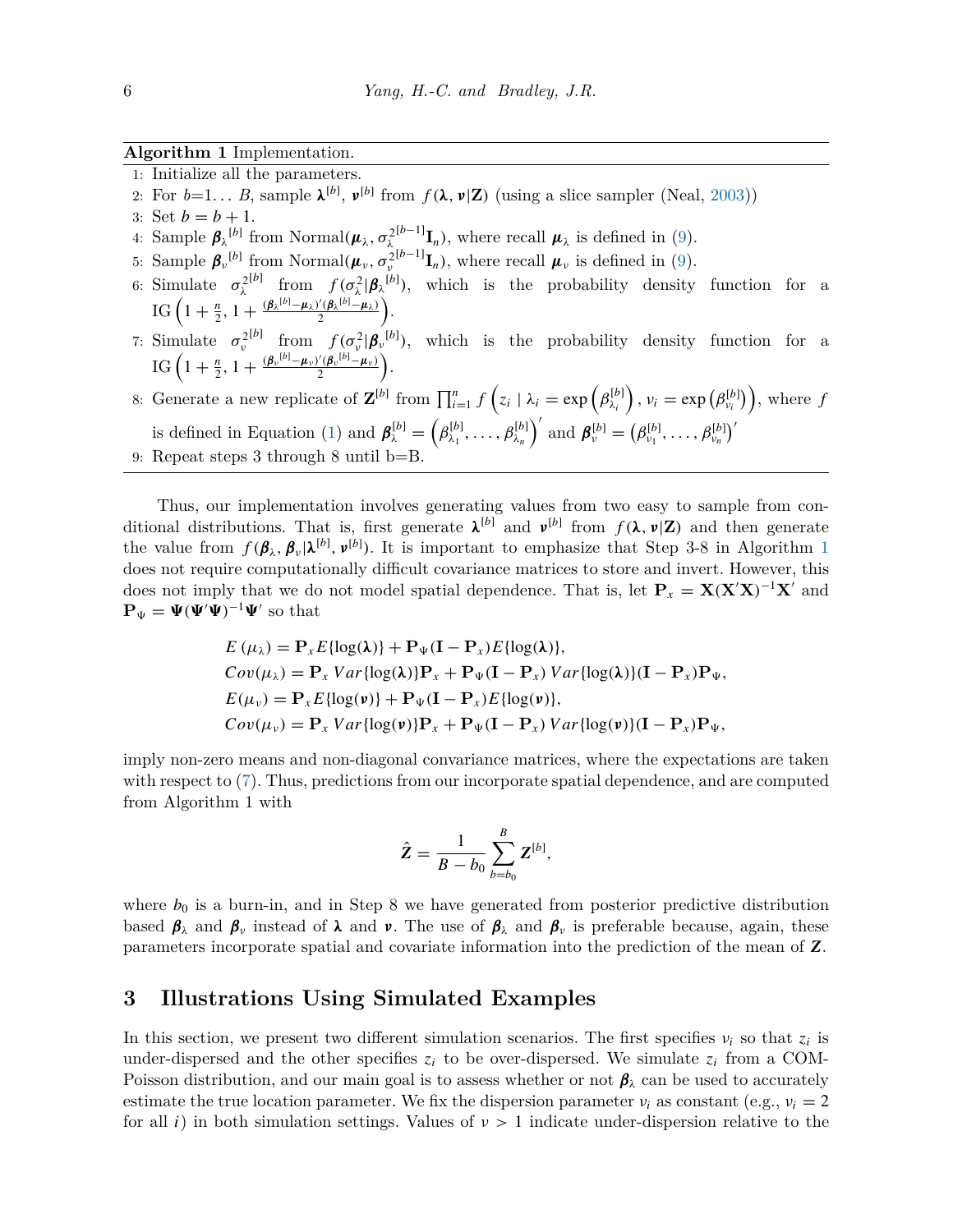**Algorithm 1** Implementation.

1: Initialize all the parameters.
2: For $b$=1… $B$, sample $\boldsymbol{\lambda}^{[b]}$, $\boldsymbol{\nu}^{[b]}$ from $f(\boldsymbol{\lambda}, \boldsymbol{\nu}|\mathbf{Z})$ (using a slice sampler (Neal, 2003))
3: Set $b = b + 1$.
4: Sample $\boldsymbol{\beta}_{\lambda}{}^{[b]}$ from Normal$(\boldsymbol{\mu}_{\lambda}, \sigma_{\lambda}^{2[b-1]}\mathbf{I}_n)$, where recall $\boldsymbol{\mu}_{\lambda}$ is defined in (9).
5: Sample $\boldsymbol{\beta}_{\nu}{}^{[b]}$ from Normal$(\boldsymbol{\mu}_{\nu}, \sigma_{\nu}^{2[b-1]}\mathbf{I}_n)$, where recall $\boldsymbol{\mu}_{\nu}$ is defined in (9).
6: Simulate $\sigma_{\lambda}^{2[b]}$ from $f(\sigma_{\lambda}^{2}|\boldsymbol{\beta}_{\lambda}{}^{[b]})$, which is the probability density function for a IG$\left(1 + \frac{n}{2}, 1 + \frac{(\boldsymbol{\beta}_{\lambda}{}^{[b]} - \boldsymbol{\mu}_{\lambda})'(\boldsymbol{\beta}_{\lambda}{}^{[b]} - \boldsymbol{\mu}_{\lambda})}{2}\right)$.
7: Simulate $\sigma_{\nu}^{2[b]}$ from $f(\sigma_{\nu}^{2}|\boldsymbol{\beta}_{\nu}{}^{[b]})$, which is the probability density function for a IG$\left(1 + \frac{n}{2}, 1 + \frac{(\boldsymbol{\beta}_{\nu}{}^{[b]} - \boldsymbol{\mu}_{\nu})'(\boldsymbol{\beta}_{\nu}{}^{[b]} - \boldsymbol{\mu}_{\nu})}{2}\right)$.
8: Generate a new replicate of $\mathbf{Z}^{[b]}$ from $\prod_{i=1}^{n} f\left(z_i \mid \lambda_i = \exp\left(\beta_{\lambda_i}^{[b]}\right), \nu_i = \exp\left(\beta_{\nu_i}^{[b]}\right)\right)$, where $f$ is defined in Equation (1) and $\boldsymbol{\beta}_{\lambda}^{[b]} = \left(\beta_{\lambda_1}^{[b]}, \ldots, \beta_{\lambda_n}^{[b]}\right)'$ and $\boldsymbol{\beta}_{\nu}^{[b]} = \left(\beta_{\nu_1}^{[b]}, \ldots, \beta_{\nu_n}^{[b]}\right)'$
9: Repeat steps 3 through 8 until b=B.

Thus, our implementation involves generating values from two easy to sample from conditional distributions. That is, first generate $\boldsymbol{\lambda}^{[b]}$ and $\boldsymbol{\nu}^{[b]}$ from $f(\boldsymbol{\lambda}, \boldsymbol{\nu}|\mathbf{Z})$ and then generate the value from $f(\boldsymbol{\beta}_{\lambda}, \boldsymbol{\beta}_{\nu}|\boldsymbol{\lambda}^{[b]}, \boldsymbol{\nu}^{[b]})$. It is important to emphasize that Step 3-8 in Algorithm 1 does not require computationally difficult covariance matrices to store and invert. However, this does not imply that we do not model spatial dependence. That is, let $\mathbf{P}_x = \mathbf{X}(\mathbf{X}'\mathbf{X})^{-1}\mathbf{X}'$ and $\mathbf{P}_{\Psi} = \boldsymbol{\Psi}(\boldsymbol{\Psi}'\boldsymbol{\Psi})^{-1}\boldsymbol{\Psi}'$ so that

$$
\begin{aligned}
E(\mu_{\lambda}) &= \mathbf{P}_x E\{\log(\boldsymbol{\lambda})\} + \mathbf{P}_{\Psi}(\mathbf{I} - \mathbf{P}_x)E\{\log(\boldsymbol{\lambda})\},\\
Cov(\mu_{\lambda}) &= \mathbf{P}_x\, Var\{\log(\boldsymbol{\lambda})\}\mathbf{P}_x + \mathbf{P}_{\Psi}(\mathbf{I} - \mathbf{P}_x)\, Var\{\log(\boldsymbol{\lambda})\}(\mathbf{I} - \mathbf{P}_x)\mathbf{P}_{\Psi},\\
E(\mu_{\nu}) &= \mathbf{P}_x E\{\log(\boldsymbol{\nu})\} + \mathbf{P}_{\Psi}(\mathbf{I} - \mathbf{P}_x)E\{\log(\boldsymbol{\nu})\},\\
Cov(\mu_{\nu}) &= \mathbf{P}_x\, Var\{\log(\boldsymbol{\nu})\}\mathbf{P}_x + \mathbf{P}_{\Psi}(\mathbf{I} - \mathbf{P}_x)\, Var\{\log(\boldsymbol{\nu})\}(\mathbf{I} - \mathbf{P}_x)\mathbf{P}_{\Psi},
\end{aligned}
$$

imply non-zero means and non-diagonal convariance matrices, where the expectations are taken with respect to (7). Thus, predictions from our incorporate spatial dependence, and are computed from Algorithm 1 with

$$
\hat{\mathbf{Z}} = \frac{1}{B - b_0}\sum_{b=b_0}^{B} \mathbf{Z}^{[b]},
$$

where $b_0$ is a burn-in, and in Step 8 we have generated from posterior predictive distribution based $\boldsymbol{\beta}_{\lambda}$ and $\boldsymbol{\beta}_{\nu}$ instead of $\boldsymbol{\lambda}$ and $\boldsymbol{\nu}$. The use of $\boldsymbol{\beta}_{\lambda}$ and $\boldsymbol{\beta}_{\nu}$ is preferable because, again, these parameters incorporate spatial and covariate information into the prediction of the mean of $\mathbf{Z}$.

## 3 Illustrations Using Simulated Examples

In this section, we present two different simulation scenarios. The first specifies $\nu_i$ so that $z_i$ is under-dispersed and the other specifies $z_i$ to be over-dispersed. We simulate $z_i$ from a COM-Poisson distribution, and our main goal is to assess whether or not $\boldsymbol{\beta}_{\lambda}$ can be used to accurately estimate the true location parameter. We fix the dispersion parameter $\nu_i$ as constant (e.g., $\nu_i = 2$ for all $i$) in both simulation settings. Values of $\nu > 1$ indicate under-dispersion relative to the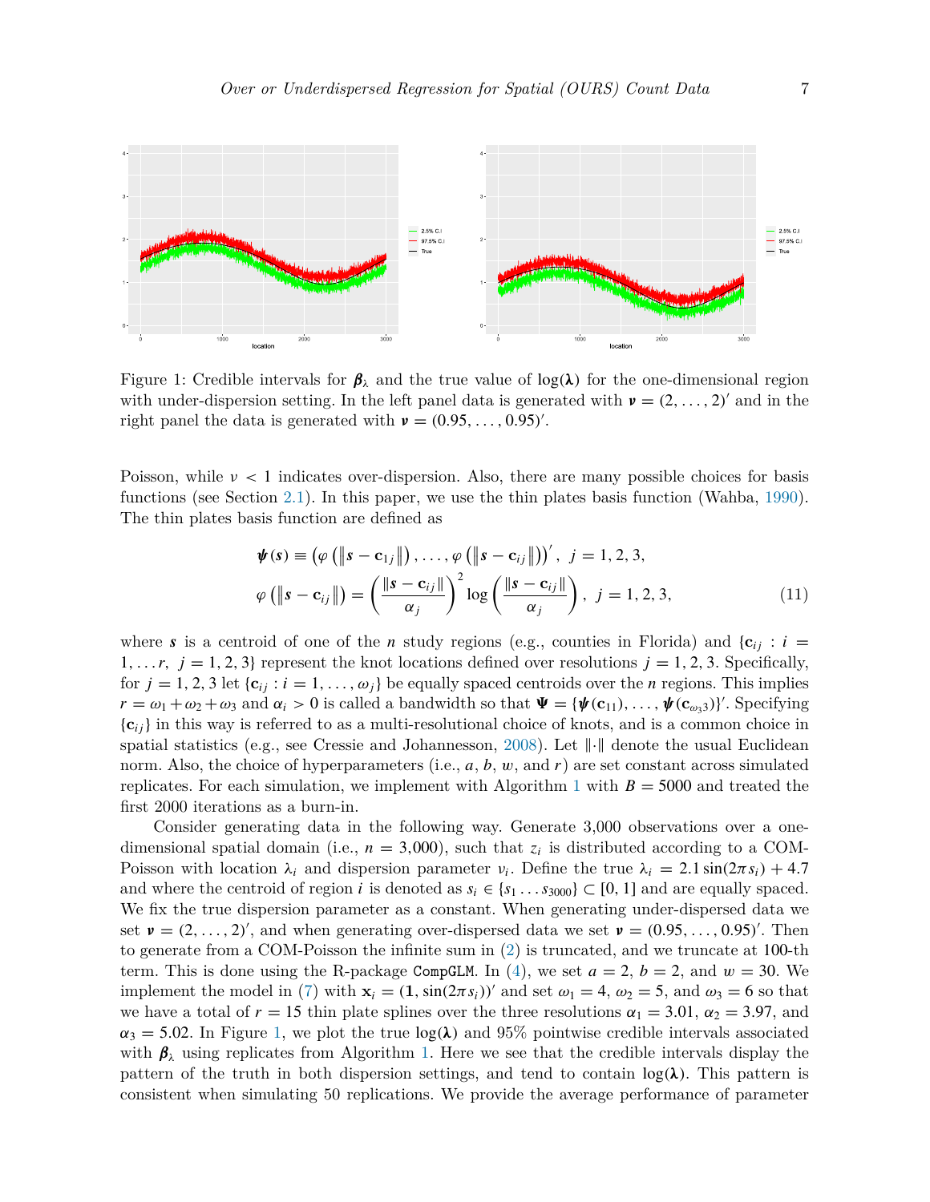Figure 1: Credible intervals for $\boldsymbol{\beta}_\lambda$ and the true value of $\log(\boldsymbol{\lambda})$ for the one-dimensional region with under-dispersion setting. In the left panel data is generated with $\boldsymbol{\nu} = (2, \ldots, 2)'$ and in the right panel the data is generated with $\boldsymbol{\nu} = (0.95, \ldots, 0.95)'$.

Poisson, while $\nu < 1$ indicates over-dispersion. Also, there are many possible choices for basis functions (see Section 2.1). In this paper, we use the thin plates basis function (Wahba, 1990). The thin plates basis function are defined as

$$\boldsymbol{\psi}(\boldsymbol{s}) \equiv \left(\varphi\left(\left\|\boldsymbol{s} - \mathbf{c}_{1j}\right\|\right), \ldots, \varphi\left(\left\|\boldsymbol{s} - \mathbf{c}_{ij}\right\|\right)\right)', \; j = 1, 2, 3,$$

$$\varphi\left(\left\|\boldsymbol{s} - \mathbf{c}_{ij}\right\|\right) = \left(\frac{\|\boldsymbol{s} - \mathbf{c}_{ij}\|}{\alpha_j}\right)^2 \log\left(\frac{\|\boldsymbol{s} - \mathbf{c}_{ij}\|}{\alpha_j}\right), \; j = 1, 2, 3, \tag{11}$$

where $\boldsymbol{s}$ is a centroid of one of the $n$ study regions (e.g., counties in Florida) and $\{\mathbf{c}_{ij} : i = 1, \ldots r, \; j = 1, 2, 3\}$ represent the knot locations defined over resolutions $j = 1, 2, 3$. Specifically, for $j = 1, 2, 3$ let $\{\mathbf{c}_{ij} : i = 1, \ldots, \omega_j\}$ be equally spaced centroids over the $n$ regions. This implies $r = \omega_1 + \omega_2 + \omega_3$ and $\alpha_i > 0$ is called a bandwidth so that $\boldsymbol{\Psi} = \{\boldsymbol{\psi}(\mathbf{c}_{11}), \ldots, \boldsymbol{\psi}(\mathbf{c}_{\omega_3 3})\}'$. Specifying $\{\mathbf{c}_{ij}\}$ in this way is referred to as a multi-resolutional choice of knots, and is a common choice in spatial statistics (e.g., see Cressie and Johannesson, 2008). Let $\|\cdot\|$ denote the usual Euclidean norm. Also, the choice of hyperparameters (i.e., $a$, $b$, $w$, and $r$) are set constant across simulated replicates. For each simulation, we implement with Algorithm 1 with $B = 5000$ and treated the first 2000 iterations as a burn-in.

Consider generating data in the following way. Generate 3,000 observations over a one-dimensional spatial domain (i.e., $n = 3{,}000$), such that $z_i$ is distributed according to a COM-Poisson with location $\lambda_i$ and dispersion parameter $\nu_i$. Define the true $\lambda_i = 2.1 \sin(2\pi s_i) + 4.7$ and where the centroid of region $i$ is denoted as $s_i \in \{s_1 \ldots s_{3000}\} \subset [0, 1]$ and are equally spaced. We fix the true dispersion parameter as a constant. When generating under-dispersed data we set $\boldsymbol{\nu} = (2, \ldots, 2)'$, and when generating over-dispersed data we set $\boldsymbol{\nu} = (0.95, \ldots, 0.95)'$. Then to generate from a COM-Poisson the infinite sum in (2) is truncated, and we truncate at 100-th term. This is done using the R-package `CompGLM`. In (4), we set $a = 2$, $b = 2$, and $w = 30$. We implement the model in (7) with $\mathbf{x}_i = (\mathbf{1}, \sin(2\pi s_i))'$ and set $\omega_1 = 4$, $\omega_2 = 5$, and $\omega_3 = 6$ so that we have a total of $r = 15$ thin plate splines over the three resolutions $\alpha_1 = 3.01$, $\alpha_2 = 3.97$, and $\alpha_3 = 5.02$. In Figure 1, we plot the true $\log(\boldsymbol{\lambda})$ and 95% pointwise credible intervals associated with $\boldsymbol{\beta}_\lambda$ using replicates from Algorithm 1. Here we see that the credible intervals display the pattern of the truth in both dispersion settings, and tend to contain $\log(\boldsymbol{\lambda})$. This pattern is consistent when simulating 50 replications. We provide the average performance of parameter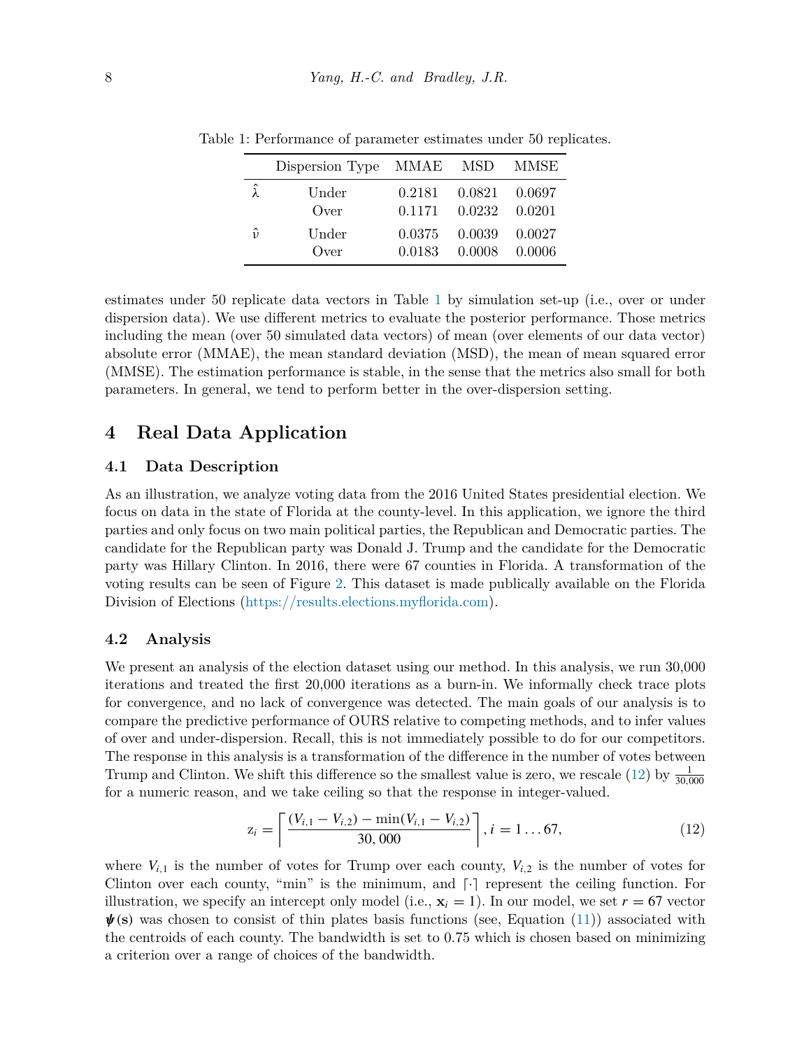Table 1: Performance of parameter estimates under 50 replicates.

| | Dispersion Type | MMAE | MSD | MMSE |
|---|---|---|---|---|
| $\hat{\lambda}$ | Under | 0.2181 | 0.0821 | 0.0697 |
| | Over | 0.1171 | 0.0232 | 0.0201 |
| $\hat{\nu}$ | Under | 0.0375 | 0.0039 | 0.0027 |
| | Over | 0.0183 | 0.0008 | 0.0006 |

estimates under 50 replicate data vectors in Table 1 by simulation set-up (i.e., over or under dispersion data). We use different metrics to evaluate the posterior performance. Those metrics including the mean (over 50 simulated data vectors) of mean (over elements of our data vector) absolute error (MMAE), the mean standard deviation (MSD), the mean of mean squared error (MMSE). The estimation performance is stable, in the sense that the metrics also small for both parameters. In general, we tend to perform better in the over-dispersion setting.

# 4 Real Data Application

## 4.1 Data Description

As an illustration, we analyze voting data from the 2016 United States presidential election. We focus on data in the state of Florida at the county-level. In this application, we ignore the third parties and only focus on two main political parties, the Republican and Democratic parties. The candidate for the Republican party was Donald J. Trump and the candidate for the Democratic party was Hillary Clinton. In 2016, there were 67 counties in Florida. A transformation of the voting results can be seen of Figure 2. This dataset is made publically available on the Florida Division of Elections (https://results.elections.myflorida.com).

## 4.2 Analysis

We present an analysis of the election dataset using our method. In this analysis, we run 30,000 iterations and treated the first 20,000 iterations as a burn-in. We informally check trace plots for convergence, and no lack of convergence was detected. The main goals of our analysis is to compare the predictive performance of OURS relative to competing methods, and to infer values of over and under-dispersion. Recall, this is not immediately possible to do for our competitors. The response in this analysis is a transformation of the difference in the number of votes between Trump and Clinton. We shift this difference so the smallest value is zero, we rescale (12) by $\frac{1}{30{,}000}$ for a numeric reason, and we take ceiling so that the response in integer-valued.

$$
z_i = \left\lceil \frac{(V_{i,1} - V_{i,2}) - \min(V_{i,1} - V_{i,2})}{30,000} \right\rceil, i = 1 \ldots 67, \tag{12}
$$

where $V_{i,1}$ is the number of votes for Trump over each county, $V_{i,2}$ is the number of votes for Clinton over each county, "min" is the minimum, and $\lceil \cdot \rceil$ represent the ceiling function. For illustration, we specify an intercept only model (i.e., $\mathbf{x}_i = 1$). In our model, we set $r = 67$ vector $\boldsymbol{\psi}(\mathbf{s})$ was chosen to consist of thin plates basis functions (see, Equation (11)) associated with the centroids of each county. The bandwidth is set to 0.75 which is chosen based on minimizing a criterion over a range of choices of the bandwidth.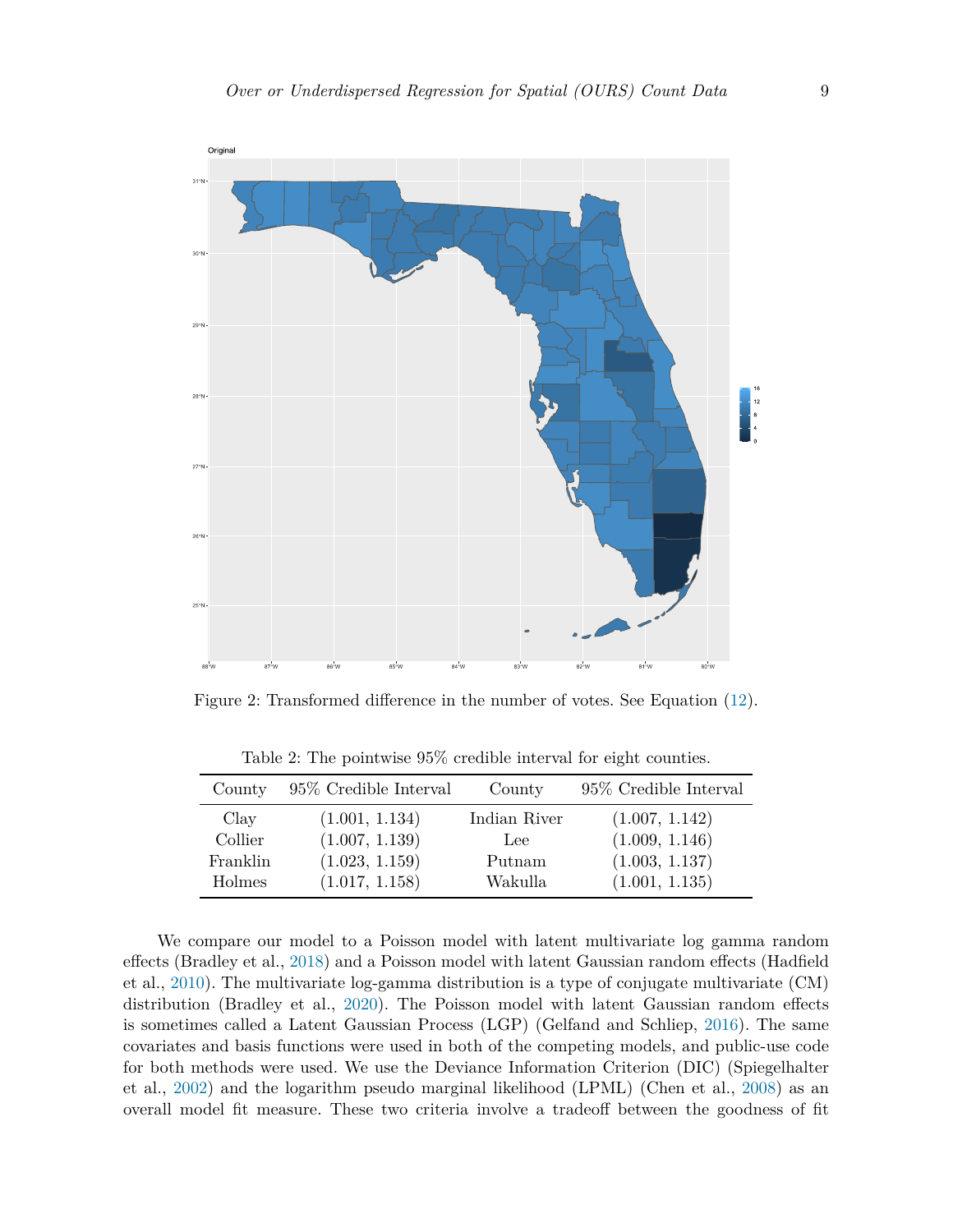Figure 2: Transformed difference in the number of votes. See Equation (12).

Table 2: The pointwise 95% credible interval for eight counties.

| County | 95% Credible Interval | County | 95% Credible Interval |
|---|---|---|---|
| Clay | (1.001, 1.134) | Indian River | (1.007, 1.142) |
| Collier | (1.007, 1.139) | Lee | (1.009, 1.146) |
| Franklin | (1.023, 1.159) | Putnam | (1.003, 1.137) |
| Holmes | (1.017, 1.158) | Wakulla | (1.001, 1.135) |

We compare our model to a Poisson model with latent multivariate log gamma random effects (Bradley et al., 2018) and a Poisson model with latent Gaussian random effects (Hadfield et al., 2010). The multivariate log-gamma distribution is a type of conjugate multivariate (CM) distribution (Bradley et al., 2020). The Poisson model with latent Gaussian random effects is sometimes called a Latent Gaussian Process (LGP) (Gelfand and Schliep, 2016). The same covariates and basis functions were used in both of the competing models, and public-use code for both methods were used. We use the Deviance Information Criterion (DIC) (Spiegelhalter et al., 2002) and the logarithm pseudo marginal likelihood (LPML) (Chen et al., 2008) as an overall model fit measure. These two criteria involve a tradeoff between the goodness of fit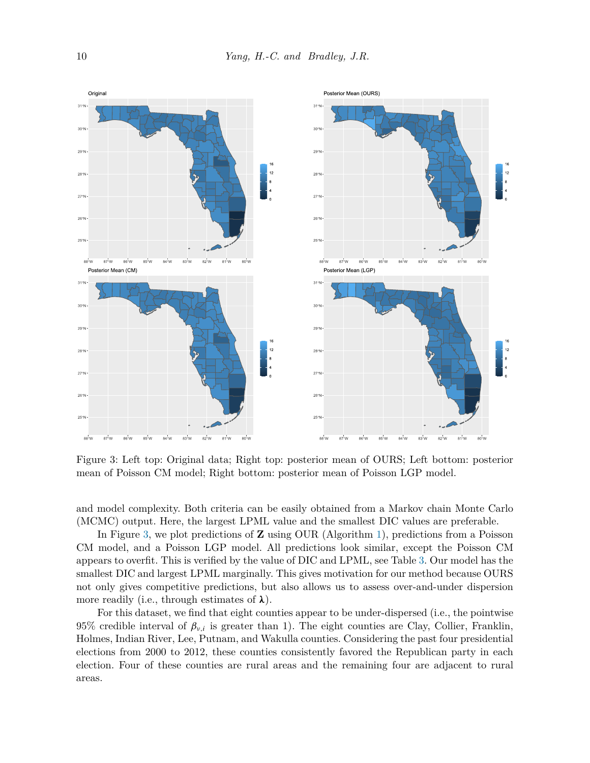Figure 3: Left top: Original data; Right top: posterior mean of OURS; Left bottom: posterior mean of Poisson CM model; Right bottom: posterior mean of Poisson LGP model.

and model complexity. Both criteria can be easily obtained from a Markov chain Monte Carlo (MCMC) output. Here, the largest LPML value and the smallest DIC values are preferable.

In Figure 3, we plot predictions of $\mathbf{Z}$ using OUR (Algorithm 1), predictions from a Poisson CM model, and a Poisson LGP model. All predictions look similar, except the Poisson CM appears to overfit. This is verified by the value of DIC and LPML, see Table 3. Our model has the smallest DIC and largest LPML marginally. This gives motivation for our method because OURS not only gives competitive predictions, but also allows us to assess over-and-under dispersion more readily (i.e., through estimates of $\boldsymbol{\lambda}$).

For this dataset, we find that eight counties appear to be under-dispersed (i.e., the pointwise 95% credible interval of $\beta_{\nu,i}$ is greater than 1). The eight counties are Clay, Collier, Franklin, Holmes, Indian River, Lee, Putnam, and Wakulla counties. Considering the past four presidential elections from 2000 to 2012, these counties consistently favored the Republican party in each election. Four of these counties are rural areas and the remaining four are adjacent to rural areas.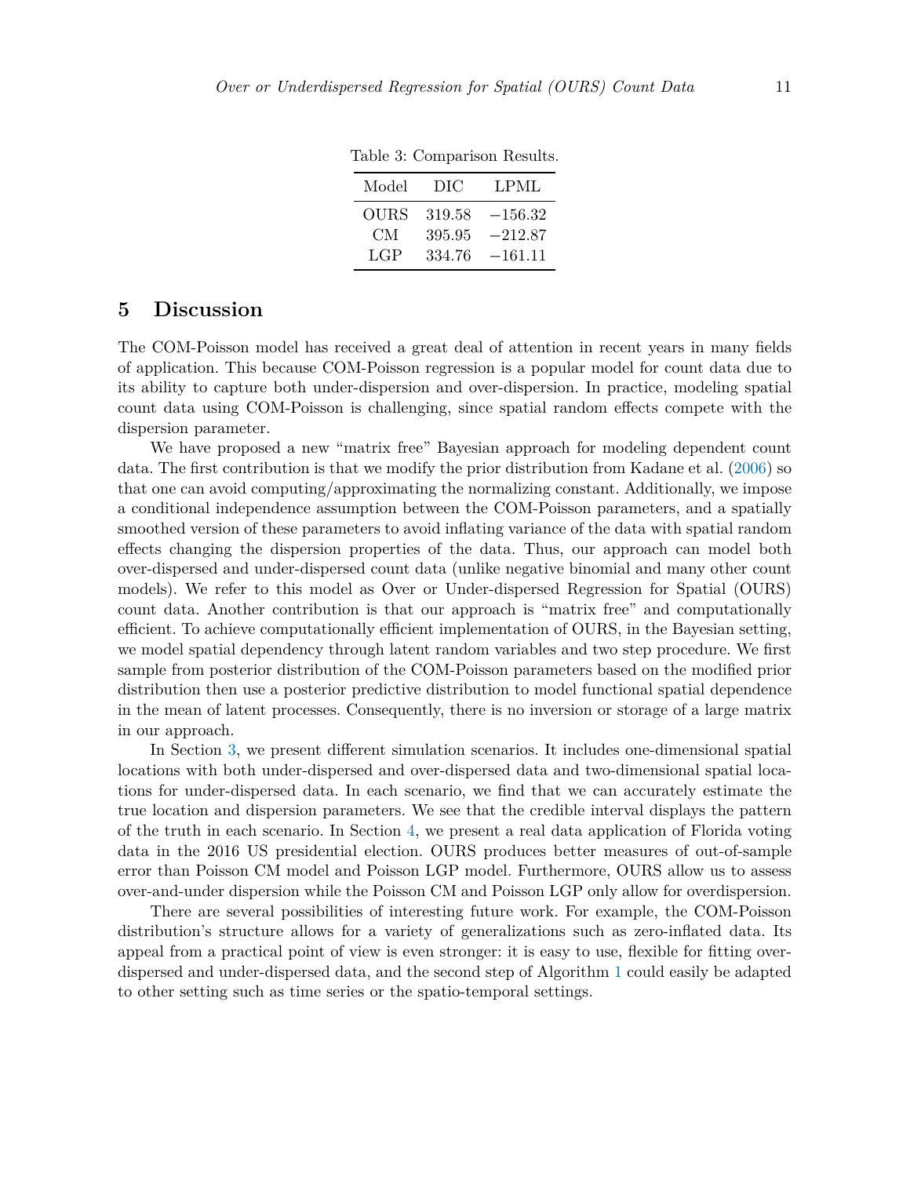Table 3: Comparison Results.

| Model | DIC | LPML |
|---|---|---|
| OURS | 319.58 | $-156.32$ |
| CM | 395.95 | $-212.87$ |
| LGP | 334.76 | $-161.11$ |

## 5 Discussion

The COM-Poisson model has received a great deal of attention in recent years in many fields of application. This because COM-Poisson regression is a popular model for count data due to its ability to capture both under-dispersion and over-dispersion. In practice, modeling spatial count data using COM-Poisson is challenging, since spatial random effects compete with the dispersion parameter.

We have proposed a new "matrix free" Bayesian approach for modeling dependent count data. The first contribution is that we modify the prior distribution from Kadane et al. (2006) so that one can avoid computing/approximating the normalizing constant. Additionally, we impose a conditional independence assumption between the COM-Poisson parameters, and a spatially smoothed version of these parameters to avoid inflating variance of the data with spatial random effects changing the dispersion properties of the data. Thus, our approach can model both over-dispersed and under-dispersed count data (unlike negative binomial and many other count models). We refer to this model as Over or Under-dispersed Regression for Spatial (OURS) count data. Another contribution is that our approach is "matrix free" and computationally efficient. To achieve computationally efficient implementation of OURS, in the Bayesian setting, we model spatial dependency through latent random variables and two step procedure. We first sample from posterior distribution of the COM-Poisson parameters based on the modified prior distribution then use a posterior predictive distribution to model functional spatial dependence in the mean of latent processes. Consequently, there is no inversion or storage of a large matrix in our approach.

In Section 3, we present different simulation scenarios. It includes one-dimensional spatial locations with both under-dispersed and over-dispersed data and two-dimensional spatial locations for under-dispersed data. In each scenario, we find that we can accurately estimate the true location and dispersion parameters. We see that the credible interval displays the pattern of the truth in each scenario. In Section 4, we present a real data application of Florida voting data in the 2016 US presidential election. OURS produces better measures of out-of-sample error than Poisson CM model and Poisson LGP model. Furthermore, OURS allow us to assess over-and-under dispersion while the Poisson CM and Poisson LGP only allow for overdispersion.

There are several possibilities of interesting future work. For example, the COM-Poisson distribution's structure allows for a variety of generalizations such as zero-inflated data. Its appeal from a practical point of view is even stronger: it is easy to use, flexible for fitting over-dispersed and under-dispersed data, and the second step of Algorithm 1 could easily be adapted to other setting such as time series or the spatio-temporal settings.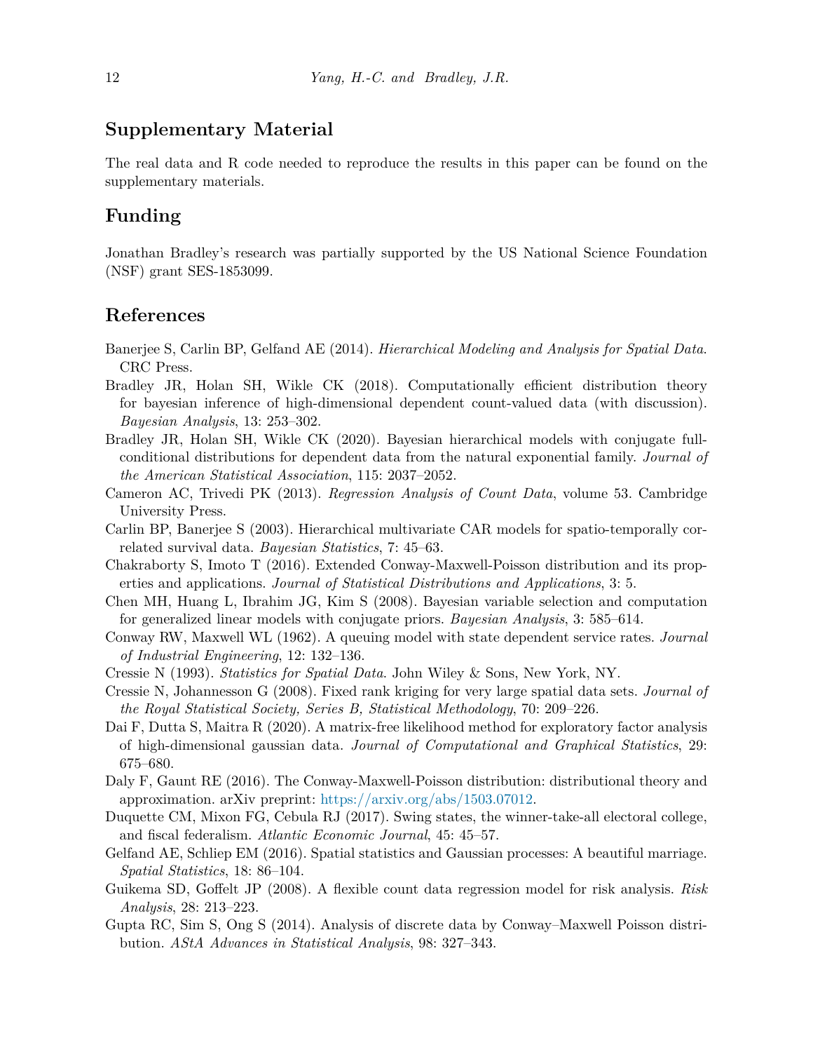## Supplementary Material

The real data and R code needed to reproduce the results in this paper can be found on the supplementary materials.

## Funding

Jonathan Bradley's research was partially supported by the US National Science Foundation (NSF) grant SES-1853099.

## References

Banerjee S, Carlin BP, Gelfand AE (2014). *Hierarchical Modeling and Analysis for Spatial Data*. CRC Press.

Bradley JR, Holan SH, Wikle CK (2018). Computationally efficient distribution theory for bayesian inference of high-dimensional dependent count-valued data (with discussion). *Bayesian Analysis*, 13: 253–302.

Bradley JR, Holan SH, Wikle CK (2020). Bayesian hierarchical models with conjugate full-conditional distributions for dependent data from the natural exponential family. *Journal of the American Statistical Association*, 115: 2037–2052.

Cameron AC, Trivedi PK (2013). *Regression Analysis of Count Data*, volume 53. Cambridge University Press.

Carlin BP, Banerjee S (2003). Hierarchical multivariate CAR models for spatio-temporally correlated survival data. *Bayesian Statistics*, 7: 45–63.

Chakraborty S, Imoto T (2016). Extended Conway-Maxwell-Poisson distribution and its properties and applications. *Journal of Statistical Distributions and Applications*, 3: 5.

Chen MH, Huang L, Ibrahim JG, Kim S (2008). Bayesian variable selection and computation for generalized linear models with conjugate priors. *Bayesian Analysis*, 3: 585–614.

Conway RW, Maxwell WL (1962). A queuing model with state dependent service rates. *Journal of Industrial Engineering*, 12: 132–136.

Cressie N (1993). *Statistics for Spatial Data*. John Wiley & Sons, New York, NY.

Cressie N, Johannesson G (2008). Fixed rank kriging for very large spatial data sets. *Journal of the Royal Statistical Society, Series B, Statistical Methodology*, 70: 209–226.

Dai F, Dutta S, Maitra R (2020). A matrix-free likelihood method for exploratory factor analysis of high-dimensional gaussian data. *Journal of Computational and Graphical Statistics*, 29: 675–680.

Daly F, Gaunt RE (2016). The Conway-Maxwell-Poisson distribution: distributional theory and approximation. arXiv preprint: https://arxiv.org/abs/1503.07012.

Duquette CM, Mixon FG, Cebula RJ (2017). Swing states, the winner-take-all electoral college, and fiscal federalism. *Atlantic Economic Journal*, 45: 45–57.

Gelfand AE, Schliep EM (2016). Spatial statistics and Gaussian processes: A beautiful marriage. *Spatial Statistics*, 18: 86–104.

Guikema SD, Goffelt JP (2008). A flexible count data regression model for risk analysis. *Risk Analysis*, 28: 213–223.

Gupta RC, Sim S, Ong S (2014). Analysis of discrete data by Conway–Maxwell Poisson distribution. *AStA Advances in Statistical Analysis*, 98: 327–343.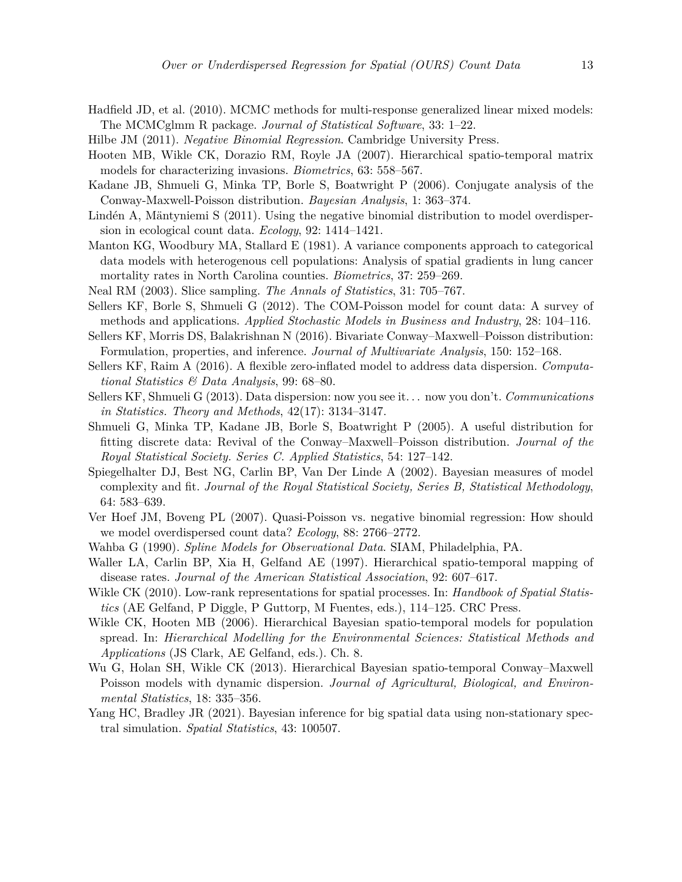Hadfield JD, et al. (2010). MCMC methods for multi-response generalized linear mixed models: The MCMCglmm R package. *Journal of Statistical Software*, 33: 1–22.

Hilbe JM (2011). *Negative Binomial Regression*. Cambridge University Press.

Hooten MB, Wikle CK, Dorazio RM, Royle JA (2007). Hierarchical spatio-temporal matrix models for characterizing invasions. *Biometrics*, 63: 558–567.

Kadane JB, Shmueli G, Minka TP, Borle S, Boatwright P (2006). Conjugate analysis of the Conway-Maxwell-Poisson distribution. *Bayesian Analysis*, 1: 363–374.

Lindén A, Mäntyniemi S (2011). Using the negative binomial distribution to model overdispersion in ecological count data. *Ecology*, 92: 1414–1421.

Manton KG, Woodbury MA, Stallard E (1981). A variance components approach to categorical data models with heterogenous cell populations: Analysis of spatial gradients in lung cancer mortality rates in North Carolina counties. *Biometrics*, 37: 259–269.

Neal RM (2003). Slice sampling. *The Annals of Statistics*, 31: 705–767.

Sellers KF, Borle S, Shmueli G (2012). The COM-Poisson model for count data: A survey of methods and applications. *Applied Stochastic Models in Business and Industry*, 28: 104–116.

Sellers KF, Morris DS, Balakrishnan N (2016). Bivariate Conway–Maxwell–Poisson distribution: Formulation, properties, and inference. *Journal of Multivariate Analysis*, 150: 152–168.

Sellers KF, Raim A (2016). A flexible zero-inflated model to address data dispersion. *Computational Statistics & Data Analysis*, 99: 68–80.

Sellers KF, Shmueli G (2013). Data dispersion: now you see it… now you don't. *Communications in Statistics. Theory and Methods*, 42(17): 3134–3147.

Shmueli G, Minka TP, Kadane JB, Borle S, Boatwright P (2005). A useful distribution for fitting discrete data: Revival of the Conway–Maxwell–Poisson distribution. *Journal of the Royal Statistical Society. Series C. Applied Statistics*, 54: 127–142.

Spiegelhalter DJ, Best NG, Carlin BP, Van Der Linde A (2002). Bayesian measures of model complexity and fit. *Journal of the Royal Statistical Society, Series B, Statistical Methodology*, 64: 583–639.

Ver Hoef JM, Boveng PL (2007). Quasi-Poisson vs. negative binomial regression: How should we model overdispersed count data? *Ecology*, 88: 2766–2772.

Wahba G (1990). *Spline Models for Observational Data*. SIAM, Philadelphia, PA.

Waller LA, Carlin BP, Xia H, Gelfand AE (1997). Hierarchical spatio-temporal mapping of disease rates. *Journal of the American Statistical Association*, 92: 607–617.

Wikle CK (2010). Low-rank representations for spatial processes. In: *Handbook of Spatial Statistics* (AE Gelfand, P Diggle, P Guttorp, M Fuentes, eds.), 114–125. CRC Press.

Wikle CK, Hooten MB (2006). Hierarchical Bayesian spatio-temporal models for population spread. In: *Hierarchical Modelling for the Environmental Sciences: Statistical Methods and Applications* (JS Clark, AE Gelfand, eds.). Ch. 8.

Wu G, Holan SH, Wikle CK (2013). Hierarchical Bayesian spatio-temporal Conway–Maxwell Poisson models with dynamic dispersion. *Journal of Agricultural, Biological, and Environmental Statistics*, 18: 335–356.

Yang HC, Bradley JR (2021). Bayesian inference for big spatial data using non-stationary spectral simulation. *Spatial Statistics*, 43: 100507.